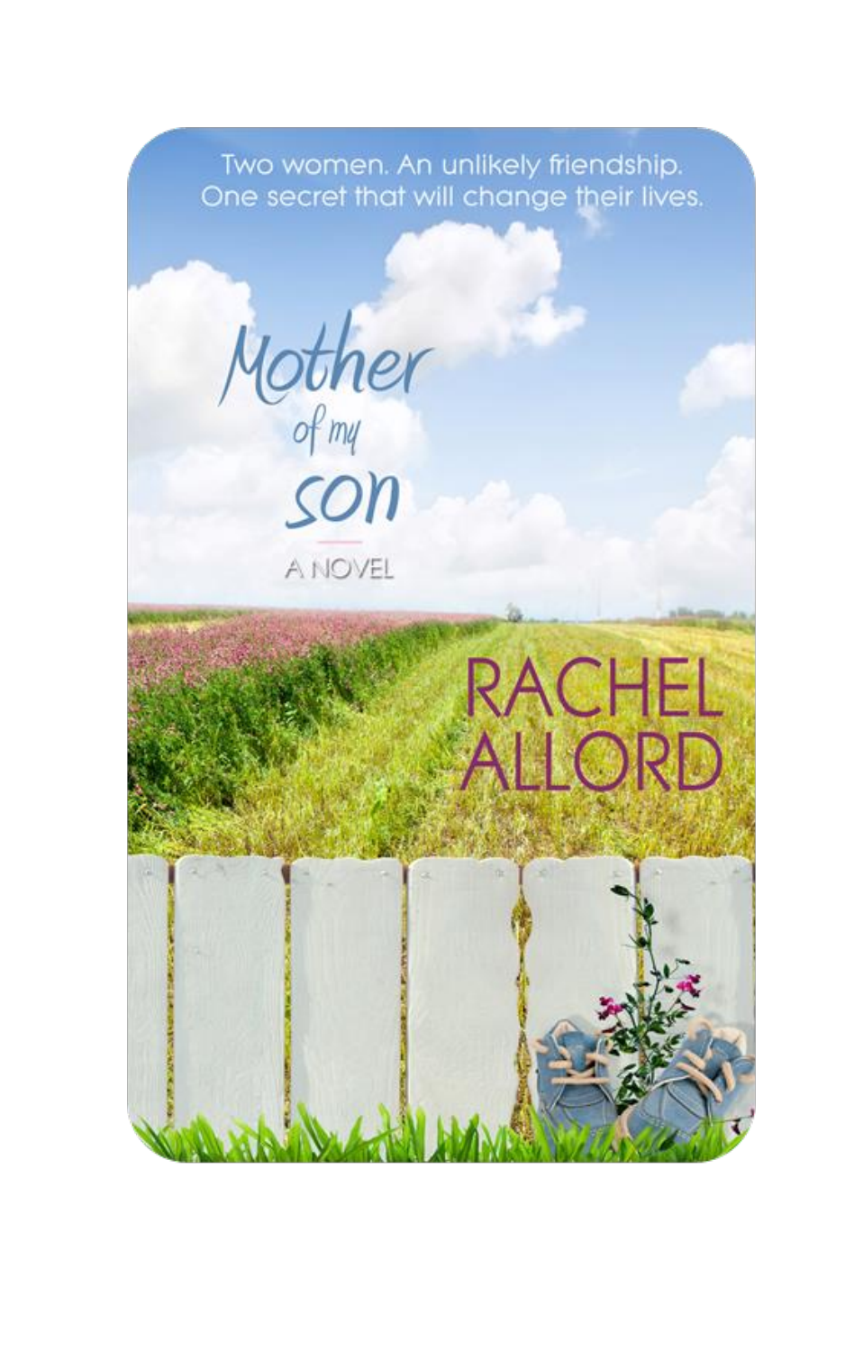Two women. An unlikely friendship.
One secret that will change their lives.

# Mother of my son

A NOVEL

RACHEL ALLORD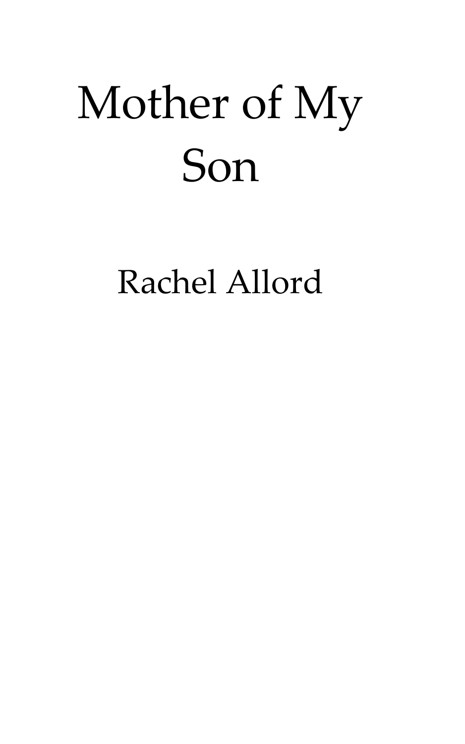# Mother of My Son

Rachel Allord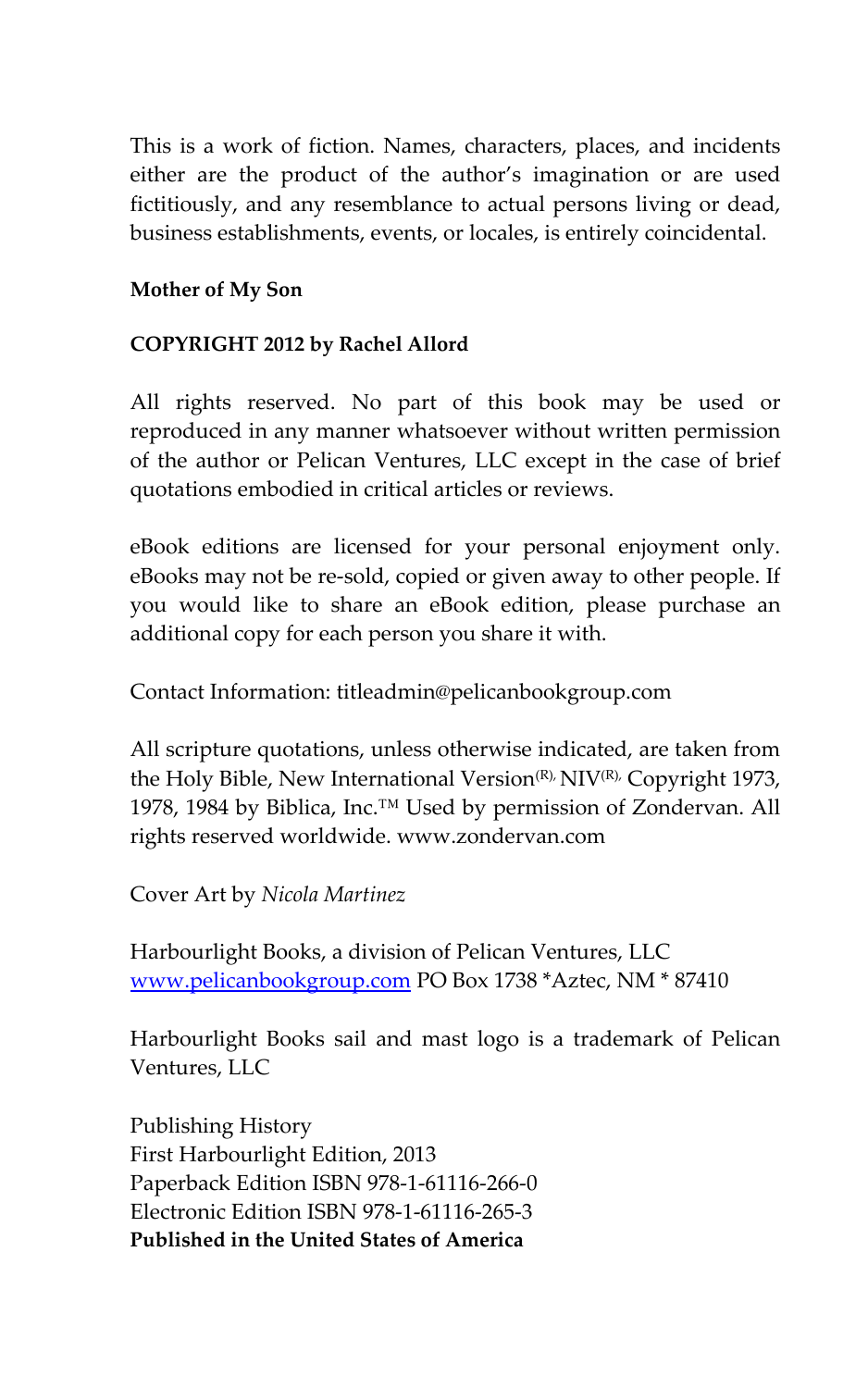This is a work of fiction. Names, characters, places, and incidents either are the product of the author's imagination or are used fictitiously, and any resemblance to actual persons living or dead, business establishments, events, or locales, is entirely coincidental.

**Mother of My Son**

**COPYRIGHT 2012 by Rachel Allord**

All rights reserved. No part of this book may be used or reproduced in any manner whatsoever without written permission of the author or Pelican Ventures, LLC except in the case of brief quotations embodied in critical articles or reviews.

eBook editions are licensed for your personal enjoyment only. eBooks may not be re-sold, copied or given away to other people. If you would like to share an eBook edition, please purchase an additional copy for each person you share it with.

Contact Information: titleadmin@pelicanbookgroup.com

All scripture quotations, unless otherwise indicated, are taken from the Holy Bible, New International Version(R), NIV(R), Copyright 1973, 1978, 1984 by Biblica, Inc.™ Used by permission of Zondervan. All rights reserved worldwide. www.zondervan.com

Cover Art by *Nicola Martinez*

Harbourlight Books, a division of Pelican Ventures, LLC
www.pelicanbookgroup.com PO Box 1738 *Aztec, NM * 87410

Harbourlight Books sail and mast logo is a trademark of Pelican Ventures, LLC

Publishing History
First Harbourlight Edition, 2013
Paperback Edition ISBN 978-1-61116-266-0
Electronic Edition ISBN 978-1-61116-265-3
**Published in the United States of America**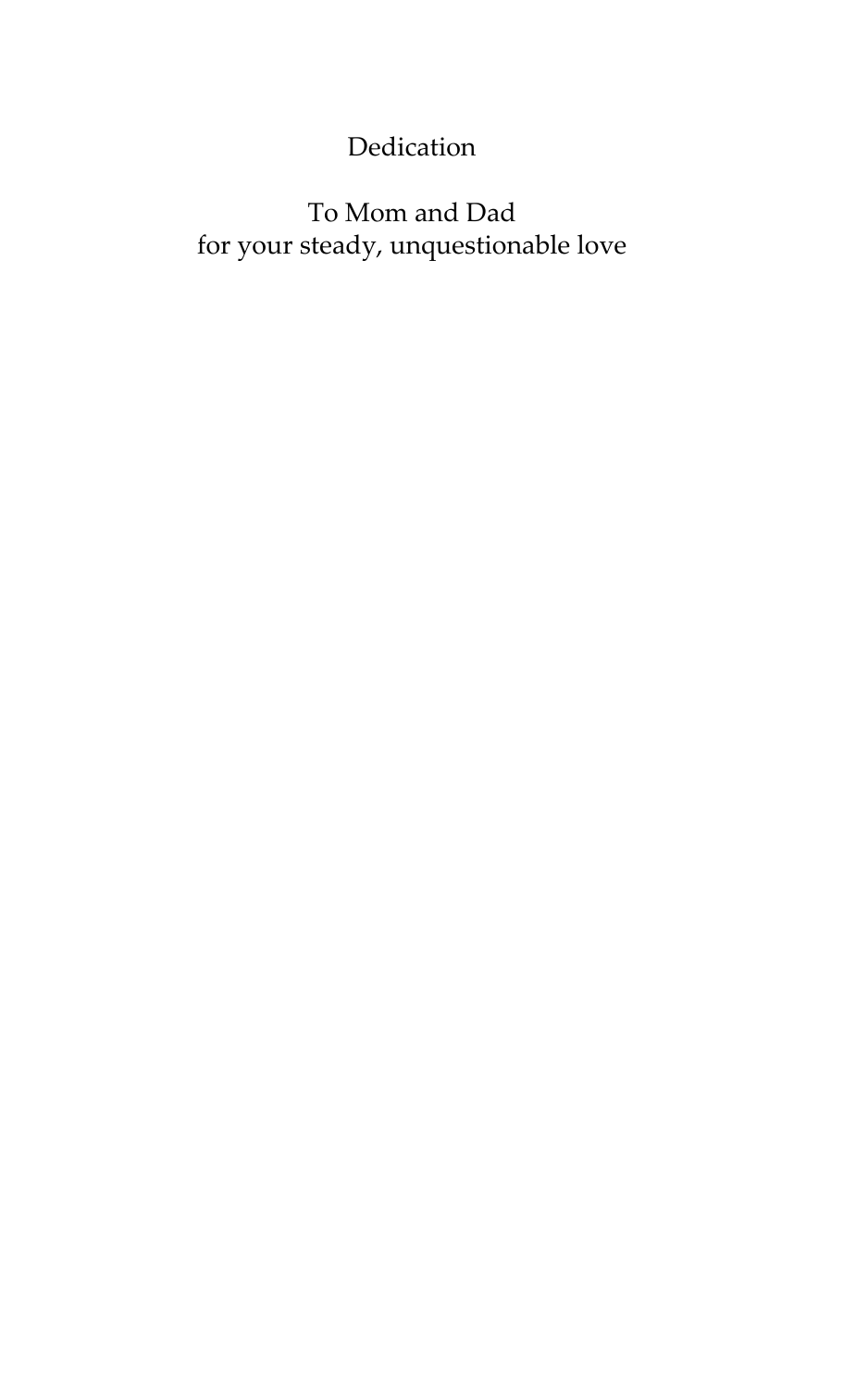# Dedication

To Mom and Dad
for your steady, unquestionable love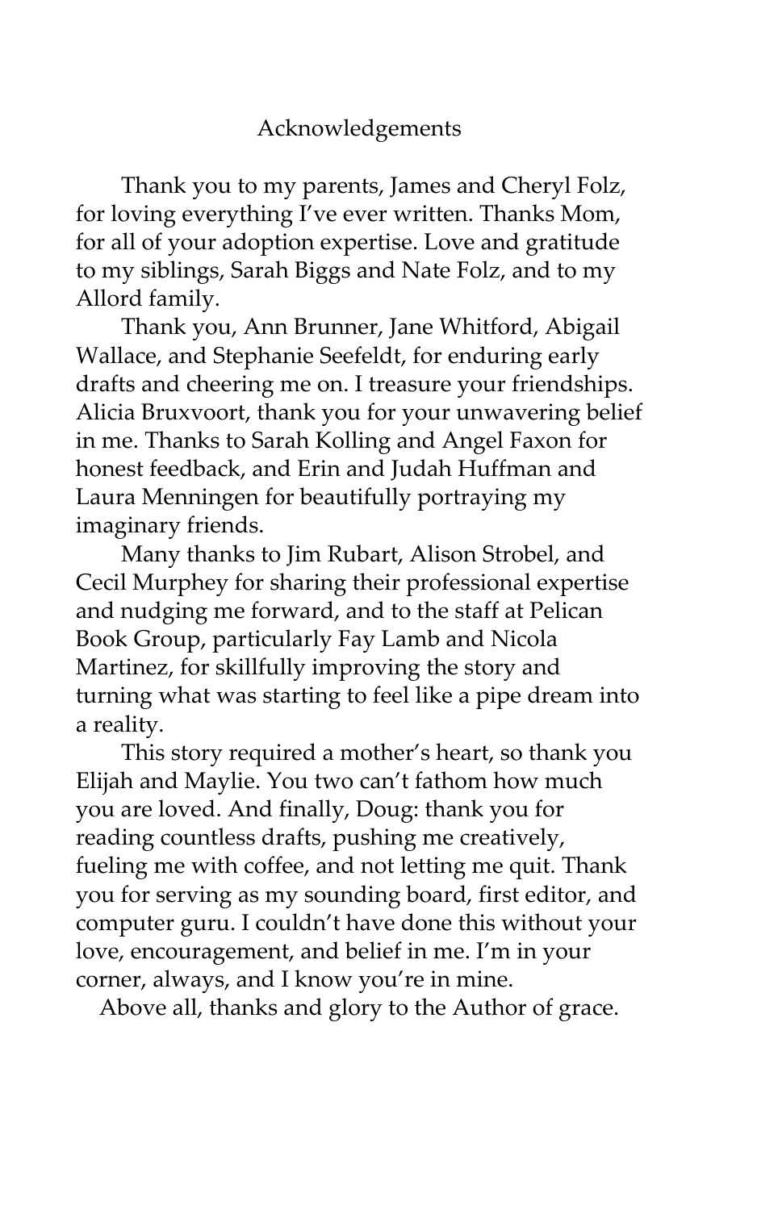# Acknowledgements

Thank you to my parents, James and Cheryl Folz, for loving everything I've ever written. Thanks Mom, for all of your adoption expertise. Love and gratitude to my siblings, Sarah Biggs and Nate Folz, and to my Allord family.

Thank you, Ann Brunner, Jane Whitford, Abigail Wallace, and Stephanie Seefeldt, for enduring early drafts and cheering me on. I treasure your friendships. Alicia Bruxvoort, thank you for your unwavering belief in me. Thanks to Sarah Kolling and Angel Faxon for honest feedback, and Erin and Judah Huffman and Laura Menningen for beautifully portraying my imaginary friends.

Many thanks to Jim Rubart, Alison Strobel, and Cecil Murphey for sharing their professional expertise and nudging me forward, and to the staff at Pelican Book Group, particularly Fay Lamb and Nicola Martinez, for skillfully improving the story and turning what was starting to feel like a pipe dream into a reality.

This story required a mother's heart, so thank you Elijah and Maylie. You two can't fathom how much you are loved. And finally, Doug: thank you for reading countless drafts, pushing me creatively, fueling me with coffee, and not letting me quit. Thank you for serving as my sounding board, first editor, and computer guru. I couldn't have done this without your love, encouragement, and belief in me. I'm in your corner, always, and I know you're in mine.

Above all, thanks and glory to the Author of grace.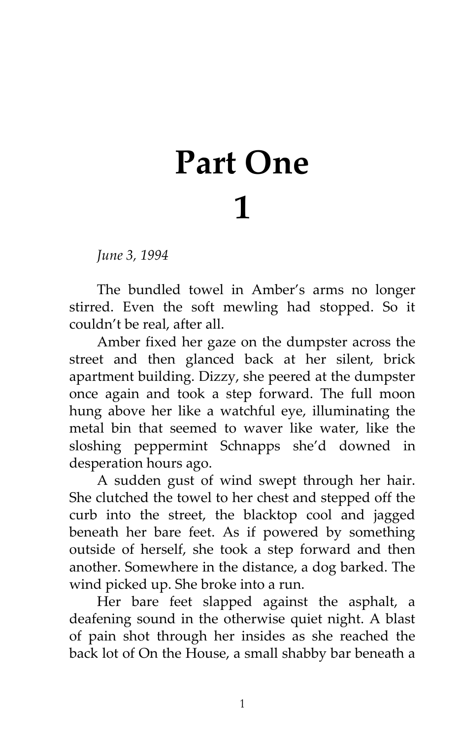# Part One

# 1

*June 3, 1994*

The bundled towel in Amber's arms no longer stirred. Even the soft mewling had stopped. So it couldn't be real, after all.

Amber fixed her gaze on the dumpster across the street and then glanced back at her silent, brick apartment building. Dizzy, she peered at the dumpster once again and took a step forward. The full moon hung above her like a watchful eye, illuminating the metal bin that seemed to waver like water, like the sloshing peppermint Schnapps she'd downed in desperation hours ago.

A sudden gust of wind swept through her hair. She clutched the towel to her chest and stepped off the curb into the street, the blacktop cool and jagged beneath her bare feet. As if powered by something outside of herself, she took a step forward and then another. Somewhere in the distance, a dog barked. The wind picked up. She broke into a run.

Her bare feet slapped against the asphalt, a deafening sound in the otherwise quiet night. A blast of pain shot through her insides as she reached the back lot of On the House, a small shabby bar beneath a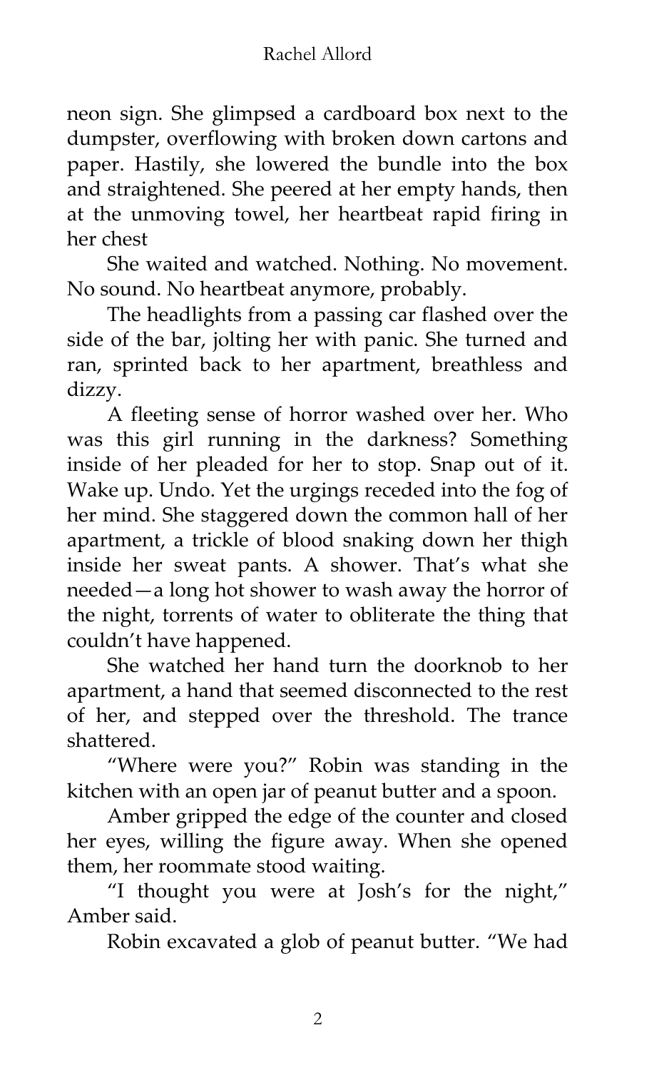neon sign. She glimpsed a cardboard box next to the dumpster, overflowing with broken down cartons and paper. Hastily, she lowered the bundle into the box and straightened. She peered at her empty hands, then at the unmoving towel, her heartbeat rapid firing in her chest

She waited and watched. Nothing. No movement. No sound. No heartbeat anymore, probably.

The headlights from a passing car flashed over the side of the bar, jolting her with panic. She turned and ran, sprinted back to her apartment, breathless and dizzy.

A fleeting sense of horror washed over her. Who was this girl running in the darkness? Something inside of her pleaded for her to stop. Snap out of it. Wake up. Undo. Yet the urgings receded into the fog of her mind. She staggered down the common hall of her apartment, a trickle of blood snaking down her thigh inside her sweat pants. A shower. That's what she needed—a long hot shower to wash away the horror of the night, torrents of water to obliterate the thing that couldn't have happened.

She watched her hand turn the doorknob to her apartment, a hand that seemed disconnected to the rest of her, and stepped over the threshold. The trance shattered.

"Where were you?" Robin was standing in the kitchen with an open jar of peanut butter and a spoon.

Amber gripped the edge of the counter and closed her eyes, willing the figure away. When she opened them, her roommate stood waiting.

"I thought you were at Josh's for the night," Amber said.

Robin excavated a glob of peanut butter. "We had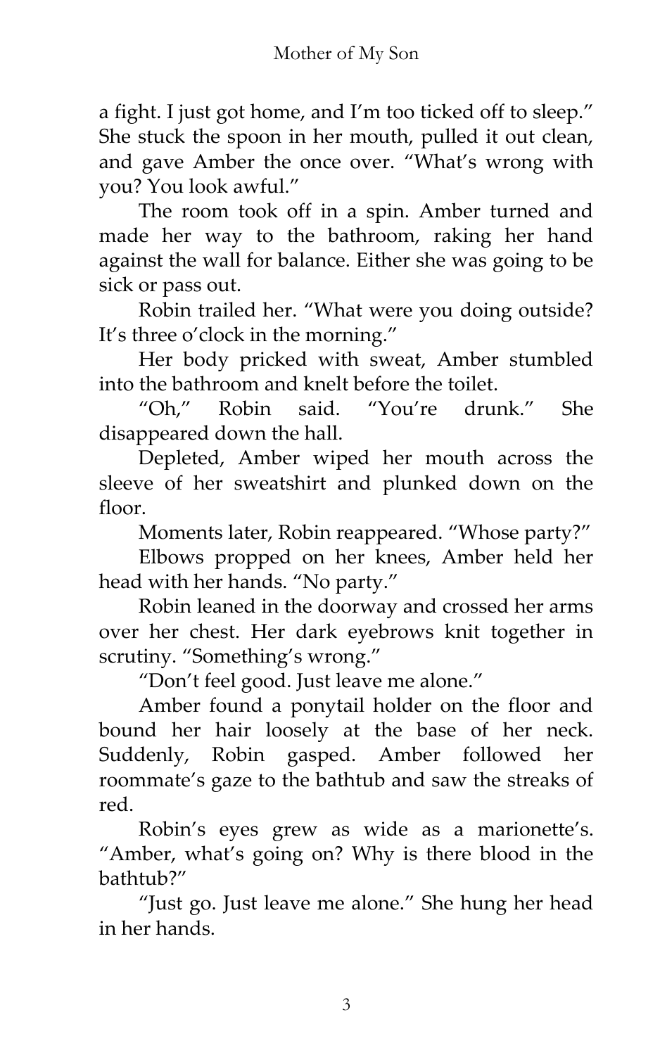a fight. I just got home, and I'm too ticked off to sleep." She stuck the spoon in her mouth, pulled it out clean, and gave Amber the once over. "What's wrong with you? You look awful."

The room took off in a spin. Amber turned and made her way to the bathroom, raking her hand against the wall for balance. Either she was going to be sick or pass out.

Robin trailed her. "What were you doing outside? It's three o'clock in the morning."

Her body pricked with sweat, Amber stumbled into the bathroom and knelt before the toilet.

"Oh," Robin said. "You're drunk." She disappeared down the hall.

Depleted, Amber wiped her mouth across the sleeve of her sweatshirt and plunked down on the floor.

Moments later, Robin reappeared. "Whose party?"

Elbows propped on her knees, Amber held her head with her hands. "No party."

Robin leaned in the doorway and crossed her arms over her chest. Her dark eyebrows knit together in scrutiny. "Something's wrong."

"Don't feel good. Just leave me alone."

Amber found a ponytail holder on the floor and bound her hair loosely at the base of her neck. Suddenly, Robin gasped. Amber followed her roommate's gaze to the bathtub and saw the streaks of red.

Robin's eyes grew as wide as a marionette's. "Amber, what's going on? Why is there blood in the bathtub?"

"Just go. Just leave me alone." She hung her head in her hands.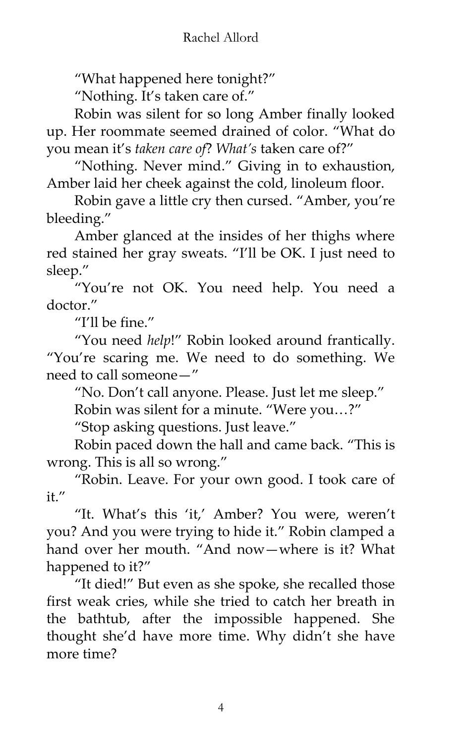"What happened here tonight?"

"Nothing. It's taken care of."

Robin was silent for so long Amber finally looked up. Her roommate seemed drained of color. "What do you mean it's *taken care of*? *What's* taken care of?"

"Nothing. Never mind." Giving in to exhaustion, Amber laid her cheek against the cold, linoleum floor.

Robin gave a little cry then cursed. "Amber, you're bleeding."

Amber glanced at the insides of her thighs where red stained her gray sweats. "I'll be OK. I just need to sleep."

"You're not OK. You need help. You need a doctor."

"I'll be fine."

"You need *help*!" Robin looked around frantically. "You're scaring me. We need to do something. We need to call someone—"

"No. Don't call anyone. Please. Just let me sleep."

Robin was silent for a minute. "Were you…?"

"Stop asking questions. Just leave."

Robin paced down the hall and came back. "This is wrong. This is all so wrong."

"Robin. Leave. For your own good. I took care of it."

"It. What's this 'it,' Amber? You were, weren't you? And you were trying to hide it." Robin clamped a hand over her mouth. "And now—where is it? What happened to it?"

"It died!" But even as she spoke, she recalled those first weak cries, while she tried to catch her breath in the bathtub, after the impossible happened. She thought she'd have more time. Why didn't she have more time?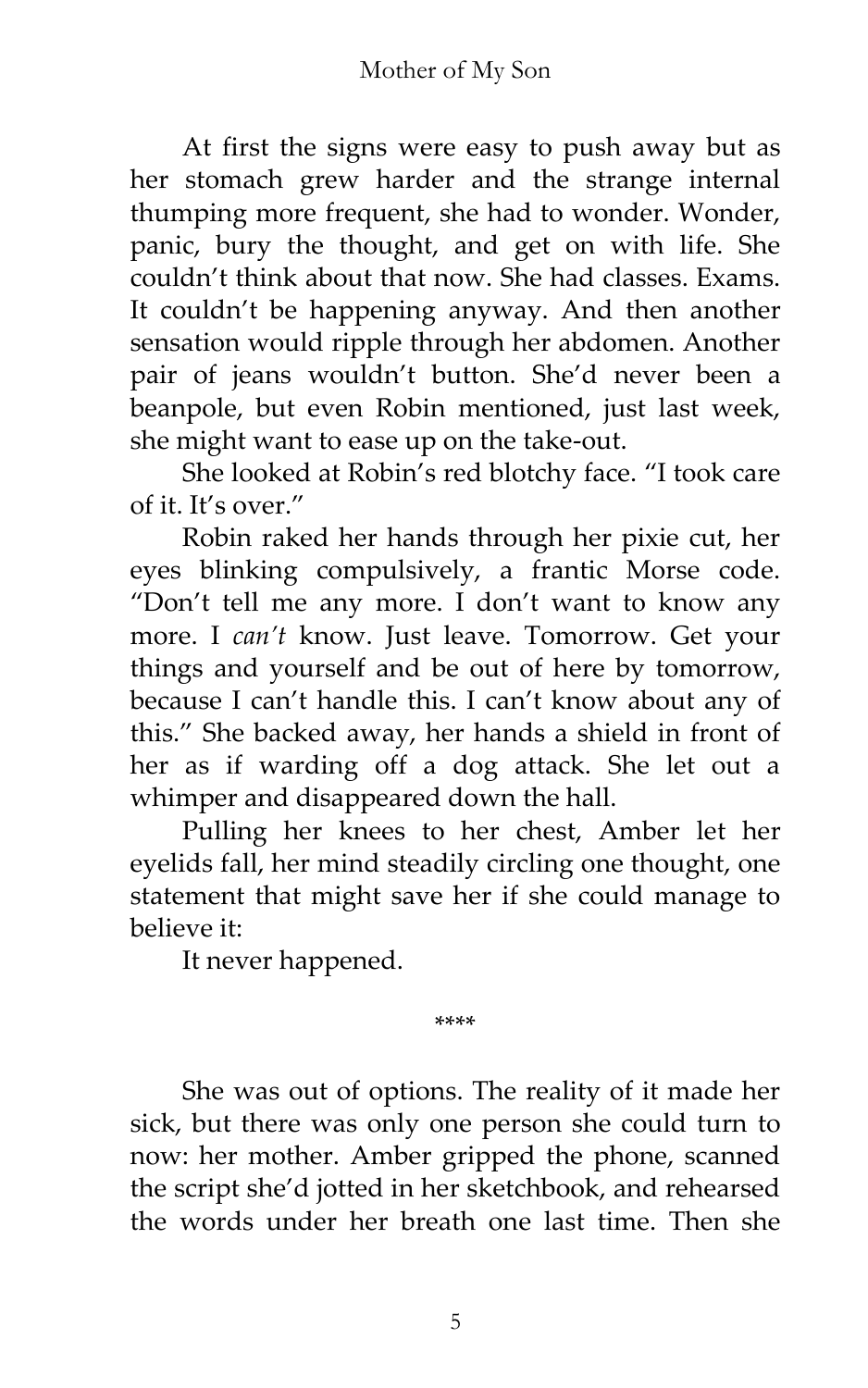At first the signs were easy to push away but as her stomach grew harder and the strange internal thumping more frequent, she had to wonder. Wonder, panic, bury the thought, and get on with life. She couldn't think about that now. She had classes. Exams. It couldn't be happening anyway. And then another sensation would ripple through her abdomen. Another pair of jeans wouldn't button. She'd never been a beanpole, but even Robin mentioned, just last week, she might want to ease up on the take-out.

She looked at Robin's red blotchy face. "I took care of it. It's over."

Robin raked her hands through her pixie cut, her eyes blinking compulsively, a frantic Morse code. "Don't tell me any more. I don't want to know any more. I *can't* know. Just leave. Tomorrow. Get your things and yourself and be out of here by tomorrow, because I can't handle this. I can't know about any of this." She backed away, her hands a shield in front of her as if warding off a dog attack. She let out a whimper and disappeared down the hall.

Pulling her knees to her chest, Amber let her eyelids fall, her mind steadily circling one thought, one statement that might save her if she could manage to believe it:

It never happened.

****

She was out of options. The reality of it made her sick, but there was only one person she could turn to now: her mother. Amber gripped the phone, scanned the script she'd jotted in her sketchbook, and rehearsed the words under her breath one last time. Then she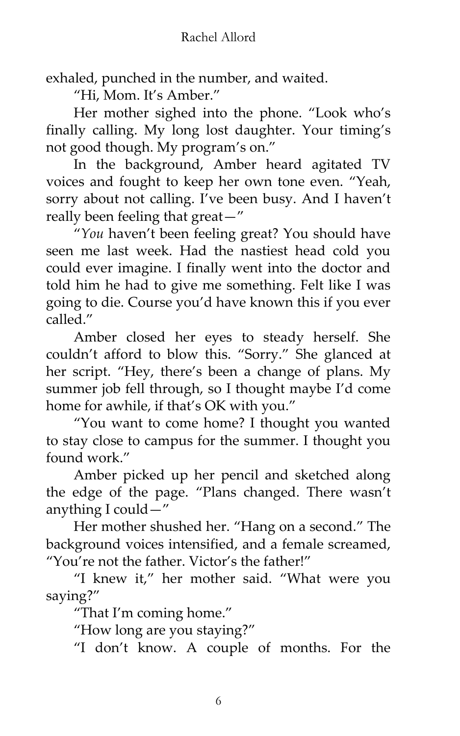exhaled, punched in the number, and waited.

"Hi, Mom. It's Amber."

Her mother sighed into the phone. "Look who's finally calling. My long lost daughter. Your timing's not good though. My program's on."

In the background, Amber heard agitated TV voices and fought to keep her own tone even. "Yeah, sorry about not calling. I've been busy. And I haven't really been feeling that great—"

"*You* haven't been feeling great? You should have seen me last week. Had the nastiest head cold you could ever imagine. I finally went into the doctor and told him he had to give me something. Felt like I was going to die. Course you'd have known this if you ever called."

Amber closed her eyes to steady herself. She couldn't afford to blow this. "Sorry." She glanced at her script. "Hey, there's been a change of plans. My summer job fell through, so I thought maybe I'd come home for awhile, if that's OK with you."

"You want to come home? I thought you wanted to stay close to campus for the summer. I thought you found work."

Amber picked up her pencil and sketched along the edge of the page. "Plans changed. There wasn't anything I could—"

Her mother shushed her. "Hang on a second." The background voices intensified, and a female screamed, "You're not the father. Victor's the father!"

"I knew it," her mother said. "What were you saying?"

"That I'm coming home."

"How long are you staying?"

"I don't know. A couple of months. For the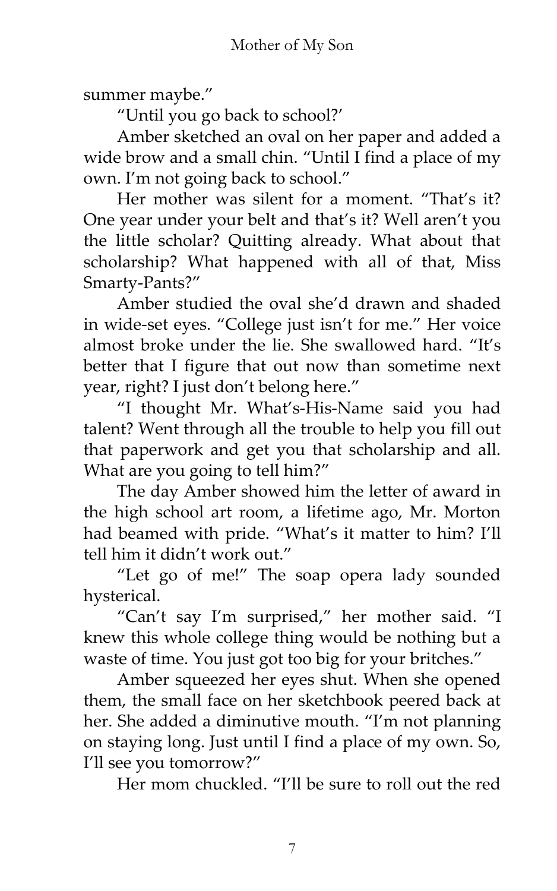summer maybe."

"Until you go back to school?'

Amber sketched an oval on her paper and added a wide brow and a small chin. "Until I find a place of my own. I'm not going back to school."

Her mother was silent for a moment. "That's it? One year under your belt and that's it? Well aren't you the little scholar? Quitting already. What about that scholarship? What happened with all of that, Miss Smarty-Pants?"

Amber studied the oval she'd drawn and shaded in wide-set eyes. "College just isn't for me." Her voice almost broke under the lie. She swallowed hard. "It's better that I figure that out now than sometime next year, right? I just don't belong here."

"I thought Mr. What's-His-Name said you had talent? Went through all the trouble to help you fill out that paperwork and get you that scholarship and all. What are you going to tell him?"

The day Amber showed him the letter of award in the high school art room, a lifetime ago, Mr. Morton had beamed with pride. "What's it matter to him? I'll tell him it didn't work out."

"Let go of me!" The soap opera lady sounded hysterical.

"Can't say I'm surprised," her mother said. "I knew this whole college thing would be nothing but a waste of time. You just got too big for your britches."

Amber squeezed her eyes shut. When she opened them, the small face on her sketchbook peered back at her. She added a diminutive mouth. "I'm not planning on staying long. Just until I find a place of my own. So, I'll see you tomorrow?"

Her mom chuckled. "I'll be sure to roll out the red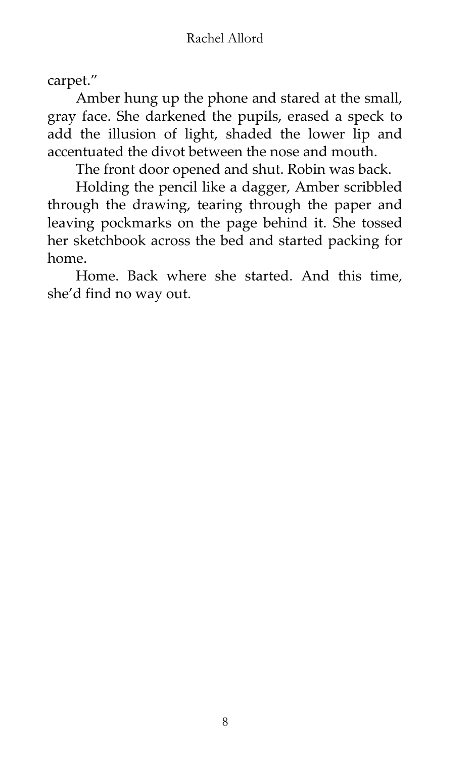carpet."

Amber hung up the phone and stared at the small, gray face. She darkened the pupils, erased a speck to add the illusion of light, shaded the lower lip and accentuated the divot between the nose and mouth.

The front door opened and shut. Robin was back.

Holding the pencil like a dagger, Amber scribbled through the drawing, tearing through the paper and leaving pockmarks on the page behind it. She tossed her sketchbook across the bed and started packing for home.

Home. Back where she started. And this time, she'd find no way out.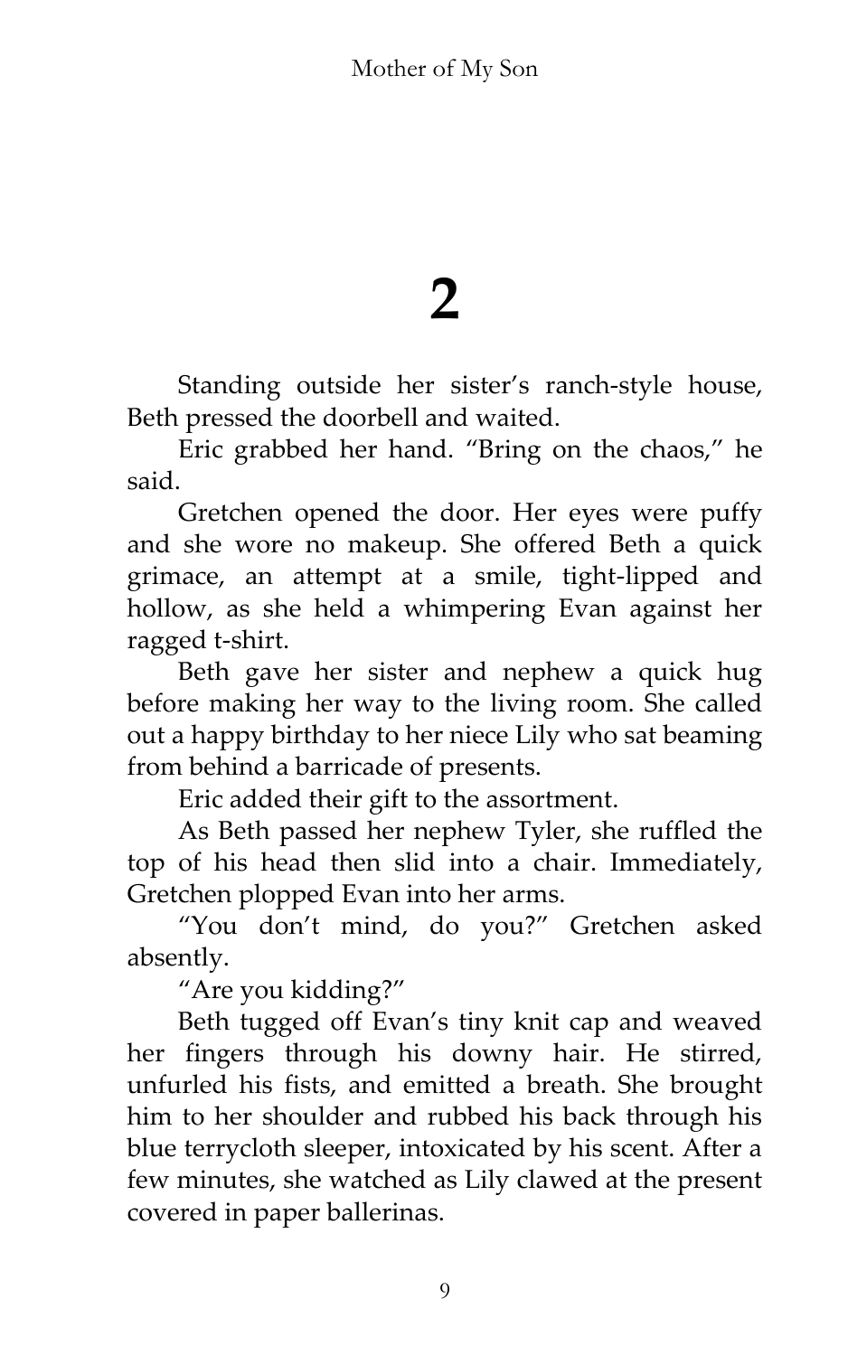# 2

Standing outside her sister's ranch-style house, Beth pressed the doorbell and waited.

Eric grabbed her hand. "Bring on the chaos," he said.

Gretchen opened the door. Her eyes were puffy and she wore no makeup. She offered Beth a quick grimace, an attempt at a smile, tight-lipped and hollow, as she held a whimpering Evan against her ragged t-shirt.

Beth gave her sister and nephew a quick hug before making her way to the living room. She called out a happy birthday to her niece Lily who sat beaming from behind a barricade of presents.

Eric added their gift to the assortment.

As Beth passed her nephew Tyler, she ruffled the top of his head then slid into a chair. Immediately, Gretchen plopped Evan into her arms.

"You don't mind, do you?" Gretchen asked absently.

"Are you kidding?"

Beth tugged off Evan's tiny knit cap and weaved her fingers through his downy hair. He stirred, unfurled his fists, and emitted a breath. She brought him to her shoulder and rubbed his back through his blue terrycloth sleeper, intoxicated by his scent. After a few minutes, she watched as Lily clawed at the present covered in paper ballerinas.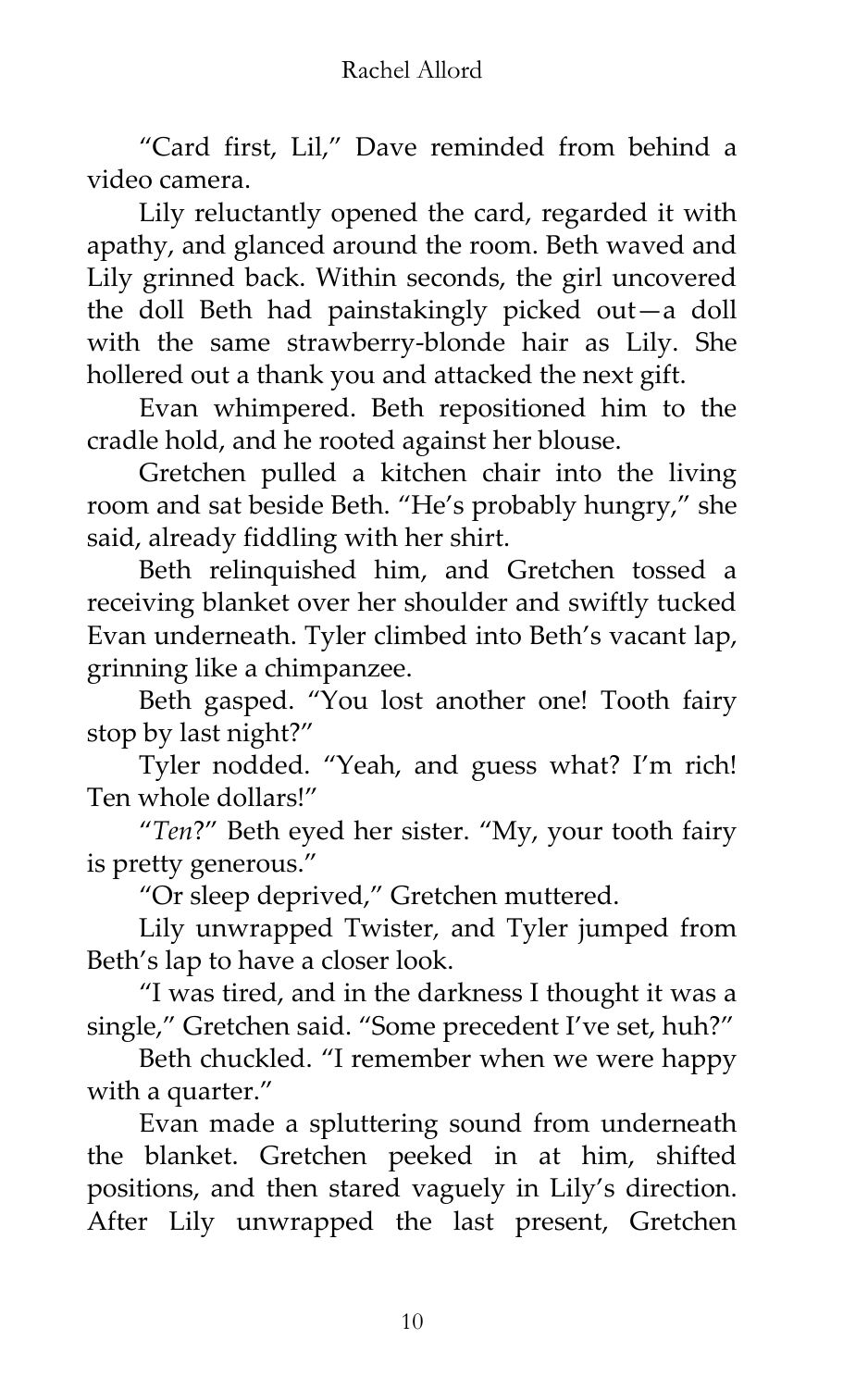"Card first, Lil," Dave reminded from behind a video camera.

Lily reluctantly opened the card, regarded it with apathy, and glanced around the room. Beth waved and Lily grinned back. Within seconds, the girl uncovered the doll Beth had painstakingly picked out—a doll with the same strawberry-blonde hair as Lily. She hollered out a thank you and attacked the next gift.

Evan whimpered. Beth repositioned him to the cradle hold, and he rooted against her blouse.

Gretchen pulled a kitchen chair into the living room and sat beside Beth. "He's probably hungry," she said, already fiddling with her shirt.

Beth relinquished him, and Gretchen tossed a receiving blanket over her shoulder and swiftly tucked Evan underneath. Tyler climbed into Beth's vacant lap, grinning like a chimpanzee.

Beth gasped. "You lost another one! Tooth fairy stop by last night?"

Tyler nodded. "Yeah, and guess what? I'm rich! Ten whole dollars!"

"*Ten*?" Beth eyed her sister. "My, your tooth fairy is pretty generous."

"Or sleep deprived," Gretchen muttered.

Lily unwrapped Twister, and Tyler jumped from Beth's lap to have a closer look.

"I was tired, and in the darkness I thought it was a single," Gretchen said. "Some precedent I've set, huh?"

Beth chuckled. "I remember when we were happy with a quarter."

Evan made a spluttering sound from underneath the blanket. Gretchen peeked in at him, shifted positions, and then stared vaguely in Lily's direction. After Lily unwrapped the last present, Gretchen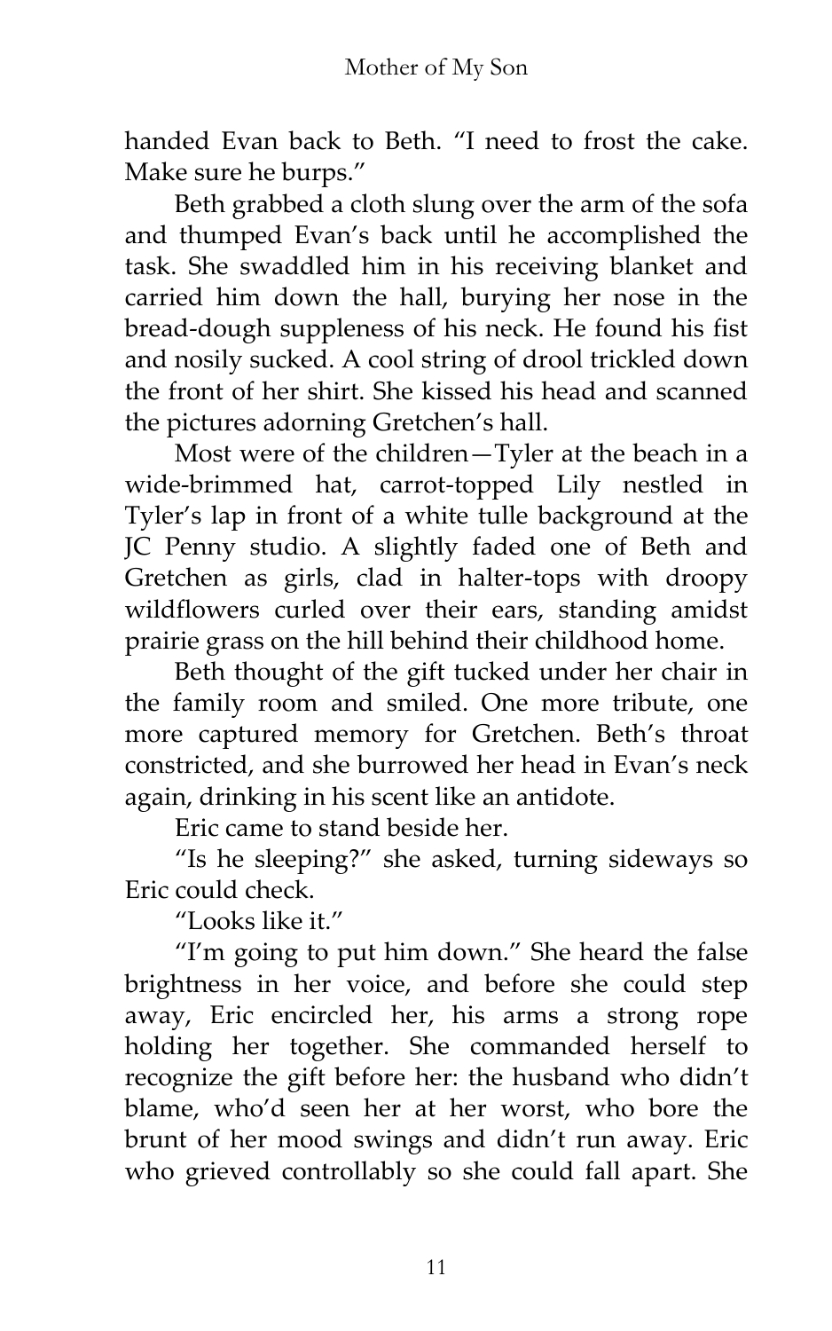handed Evan back to Beth. "I need to frost the cake. Make sure he burps."

Beth grabbed a cloth slung over the arm of the sofa and thumped Evan's back until he accomplished the task. She swaddled him in his receiving blanket and carried him down the hall, burying her nose in the bread-dough suppleness of his neck. He found his fist and nosily sucked. A cool string of drool trickled down the front of her shirt. She kissed his head and scanned the pictures adorning Gretchen's hall.

Most were of the children—Tyler at the beach in a wide-brimmed hat, carrot-topped Lily nestled in Tyler's lap in front of a white tulle background at the JC Penny studio. A slightly faded one of Beth and Gretchen as girls, clad in halter-tops with droopy wildflowers curled over their ears, standing amidst prairie grass on the hill behind their childhood home.

Beth thought of the gift tucked under her chair in the family room and smiled. One more tribute, one more captured memory for Gretchen. Beth's throat constricted, and she burrowed her head in Evan's neck again, drinking in his scent like an antidote.

Eric came to stand beside her.

"Is he sleeping?" she asked, turning sideways so Eric could check.

"Looks like it."

"I'm going to put him down." She heard the false brightness in her voice, and before she could step away, Eric encircled her, his arms a strong rope holding her together. She commanded herself to recognize the gift before her: the husband who didn't blame, who'd seen her at her worst, who bore the brunt of her mood swings and didn't run away. Eric who grieved controllably so she could fall apart. She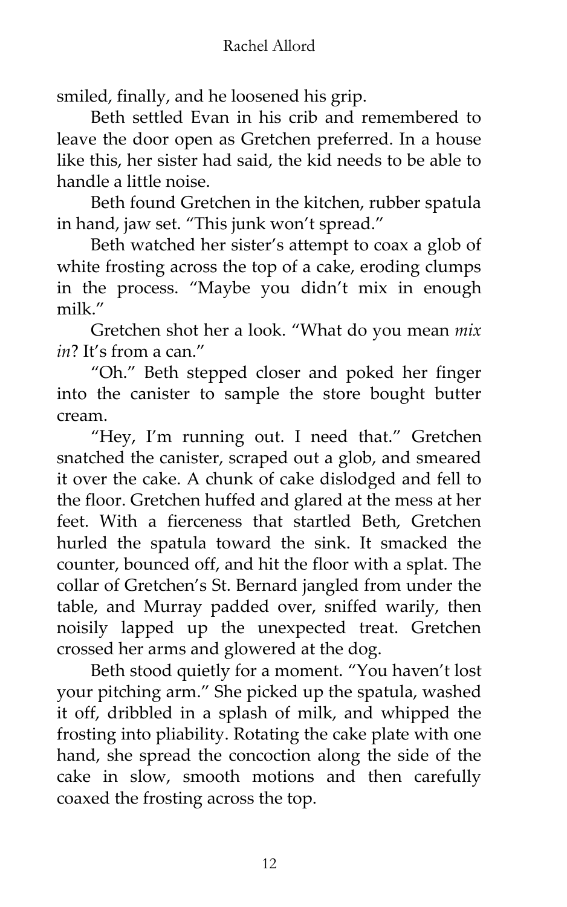smiled, finally, and he loosened his grip.

Beth settled Evan in his crib and remembered to leave the door open as Gretchen preferred. In a house like this, her sister had said, the kid needs to be able to handle a little noise.

Beth found Gretchen in the kitchen, rubber spatula in hand, jaw set. "This junk won't spread."

Beth watched her sister's attempt to coax a glob of white frosting across the top of a cake, eroding clumps in the process. "Maybe you didn't mix in enough milk."

Gretchen shot her a look. "What do you mean *mix in*? It's from a can."

"Oh." Beth stepped closer and poked her finger into the canister to sample the store bought butter cream.

"Hey, I'm running out. I need that." Gretchen snatched the canister, scraped out a glob, and smeared it over the cake. A chunk of cake dislodged and fell to the floor. Gretchen huffed and glared at the mess at her feet. With a fierceness that startled Beth, Gretchen hurled the spatula toward the sink. It smacked the counter, bounced off, and hit the floor with a splat. The collar of Gretchen's St. Bernard jangled from under the table, and Murray padded over, sniffed warily, then noisily lapped up the unexpected treat. Gretchen crossed her arms and glowered at the dog.

Beth stood quietly for a moment. "You haven't lost your pitching arm." She picked up the spatula, washed it off, dribbled in a splash of milk, and whipped the frosting into pliability. Rotating the cake plate with one hand, she spread the concoction along the side of the cake in slow, smooth motions and then carefully coaxed the frosting across the top.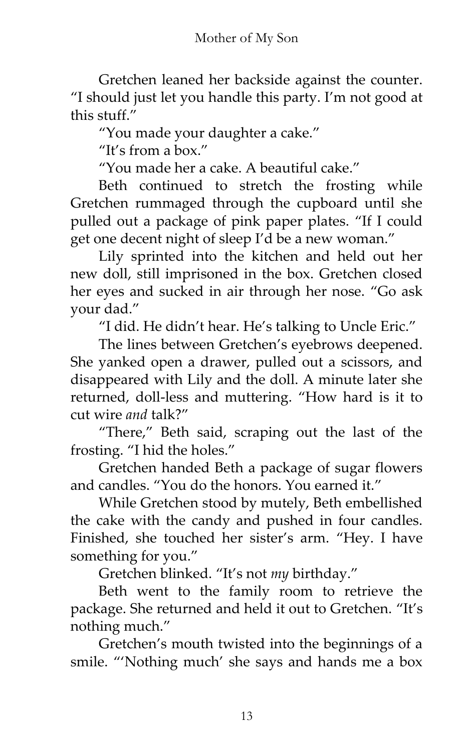Gretchen leaned her backside against the counter. “I should just let you handle this party. I’m not good at this stuff.”

“You made your daughter a cake.”

“It’s from a box.”

“You made her a cake. A beautiful cake.”

Beth continued to stretch the frosting while Gretchen rummaged through the cupboard until she pulled out a package of pink paper plates. “If I could get one decent night of sleep I’d be a new woman.”

Lily sprinted into the kitchen and held out her new doll, still imprisoned in the box. Gretchen closed her eyes and sucked in air through her nose. “Go ask your dad.”

“I did. He didn’t hear. He’s talking to Uncle Eric.”

The lines between Gretchen’s eyebrows deepened. She yanked open a drawer, pulled out a scissors, and disappeared with Lily and the doll. A minute later she returned, doll-less and muttering. “How hard is it to cut wire *and* talk?”

“There,” Beth said, scraping out the last of the frosting. “I hid the holes.”

Gretchen handed Beth a package of sugar flowers and candles. “You do the honors. You earned it.”

While Gretchen stood by mutely, Beth embellished the cake with the candy and pushed in four candles. Finished, she touched her sister’s arm. “Hey. I have something for you.”

Gretchen blinked. “It’s not *my* birthday.”

Beth went to the family room to retrieve the package. She returned and held it out to Gretchen. “It’s nothing much.”

Gretchen’s mouth twisted into the beginnings of a smile. “‘Nothing much’ she says and hands me a box